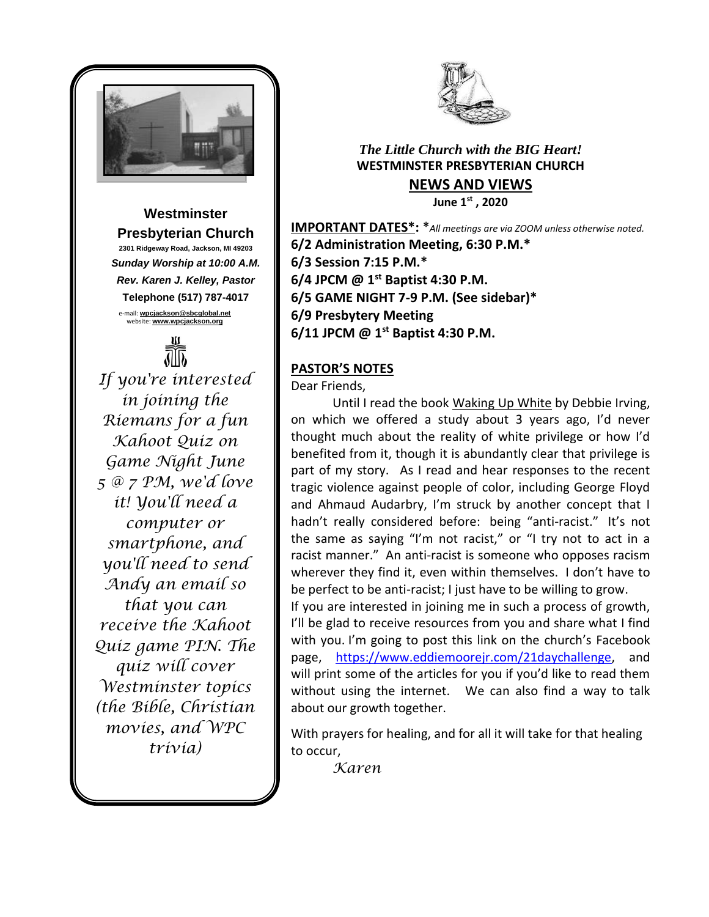**Westminster Presbyterian Church**

2301 Ridgeway Road, Jackson, MI 49203

*Sunday Worship at 10:00 A.M.*

*Rev. Karen J. Kelley, Pastor*

**Telephone (517) 787-4017**

e-mail: **wpcjackson@sbcglobal.net**
website: **www.wpcjackson.org**

*If you're interested in joining the Riemans for a fun Kahoot Quiz on Game Night June 5 @ 7 PM, we'd love it! You'll need a computer or smartphone, and you'll need to send Andy an email so that you can receive the Kahoot Quiz game PIN. The quiz will cover Westminster topics (the Bible, Christian movies, and WPC trivia)*

*The Little Church with the BIG Heart!*

**WESTMINSTER PRESBYTERIAN CHURCH**

## NEWS AND VIEWS

**June 1st , 2020**

**IMPORTANT DATES\*:** \**All meetings are via ZOOM unless otherwise noted.*

**6/2 Administration Meeting, 6:30 P.M.\***
**6/3 Session 7:15 P.M.\***
**6/4 JPCM @ 1st Baptist 4:30 P.M.**
**6/5 GAME NIGHT 7-9 P.M. (See sidebar)\***
**6/9 Presbytery Meeting**
**6/11 JPCM @ 1st Baptist 4:30 P.M.**

## PASTOR'S NOTES

Dear Friends,

Until I read the book Waking Up White by Debbie Irving, on which we offered a study about 3 years ago, I'd never thought much about the reality of white privilege or how I'd benefited from it, though it is abundantly clear that privilege is part of my story. As I read and hear responses to the recent tragic violence against people of color, including George Floyd and Ahmaud Audarbry, I'm struck by another concept that I hadn't really considered before: being "anti-racist." It's not the same as saying "I'm not racist," or "I try not to act in a racist manner." An anti-racist is someone who opposes racism wherever they find it, even within themselves. I don't have to be perfect to be anti-racist; I just have to be willing to grow.

If you are interested in joining me in such a process of growth, I'll be glad to receive resources from you and share what I find with you. I'm going to post this link on the church's Facebook page, https://www.eddiemoorejr.com/21daychallenge, and will print some of the articles for you if you'd like to read them without using the internet. We can also find a way to talk about our growth together.

With prayers for healing, and for all it will take for that healing to occur,

*Karen*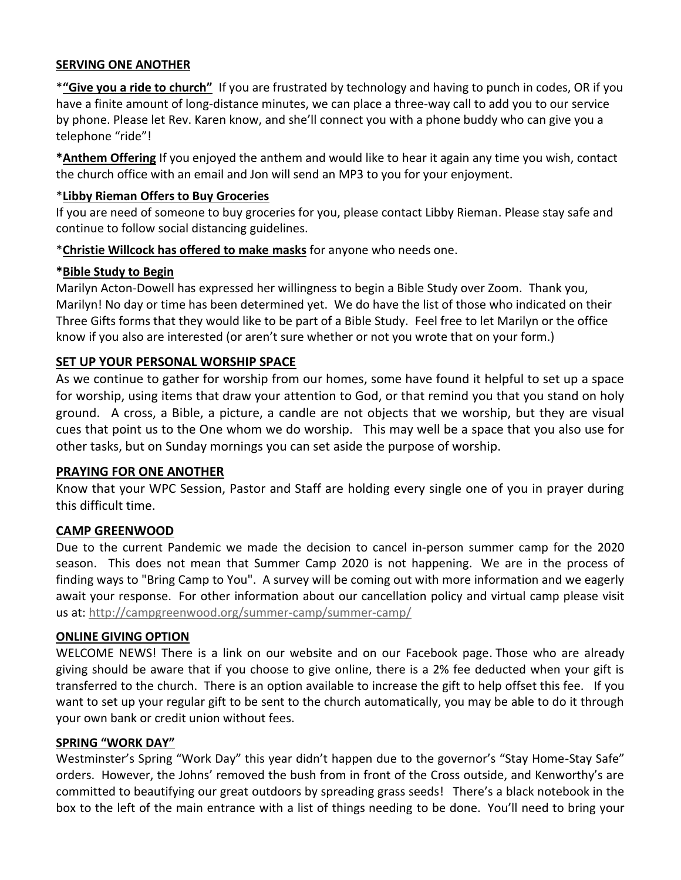## **SERVING ONE ANOTHER**

*__"Give you a ride to church"__ If you are frustrated by technology and having to punch in codes, OR if you have a finite amount of long-distance minutes, we can place a three-way call to add you to our service by phone. Please let Rev. Karen know, and she'll connect you with a phone buddy who can give you a telephone "ride"!

***Anthem Offering** If you enjoyed the anthem and would like to hear it again any time you wish, contact the church office with an email and Jon will send an MP3 to you for your enjoyment.

*__Libby Rieman Offers to Buy Groceries__

If you are need of someone to buy groceries for you, please contact Libby Rieman. Please stay safe and continue to follow social distancing guidelines.

*__Christie Willcock has offered to make masks__ for anyone who needs one.

***Bible Study to Begin**

Marilyn Acton-Dowell has expressed her willingness to begin a Bible Study over Zoom. Thank you, Marilyn! No day or time has been determined yet. We do have the list of those who indicated on their Three Gifts forms that they would like to be part of a Bible Study. Feel free to let Marilyn or the office know if you also are interested (or aren't sure whether or not you wrote that on your form.)

## **SET UP YOUR PERSONAL WORSHIP SPACE**

As we continue to gather for worship from our homes, some have found it helpful to set up a space for worship, using items that draw your attention to God, or that remind you that you stand on holy ground. A cross, a Bible, a picture, a candle are not objects that we worship, but they are visual cues that point us to the One whom we do worship. This may well be a space that you also use for other tasks, but on Sunday mornings you can set aside the purpose of worship.

## **PRAYING FOR ONE ANOTHER**

Know that your WPC Session, Pastor and Staff are holding every single one of you in prayer during this difficult time.

## **CAMP GREENWOOD**

Due to the current Pandemic we made the decision to cancel in-person summer camp for the 2020 season. This does not mean that Summer Camp 2020 is not happening. We are in the process of finding ways to "Bring Camp to You". A survey will be coming out with more information and we eagerly await your response. For other information about our cancellation policy and virtual camp please visit us at: http://campgreenwood.org/summer-camp/summer-camp/

## **ONLINE GIVING OPTION**

WELCOME NEWS! There is a link on our website and on our Facebook page. Those who are already giving should be aware that if you choose to give online, there is a 2% fee deducted when your gift is transferred to the church. There is an option available to increase the gift to help offset this fee. If you want to set up your regular gift to be sent to the church automatically, you may be able to do it through your own bank or credit union without fees.

## **SPRING "WORK DAY"**

Westminster's Spring "Work Day" this year didn't happen due to the governor's "Stay Home-Stay Safe" orders. However, the Johns' removed the bush from in front of the Cross outside, and Kenworthy's are committed to beautifying our great outdoors by spreading grass seeds! There's a black notebook in the box to the left of the main entrance with a list of things needing to be done. You'll need to bring your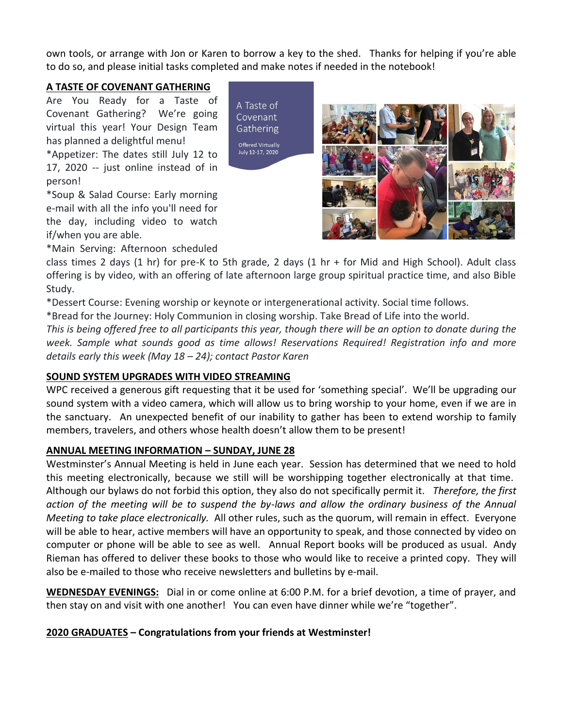own tools, or arrange with Jon or Karen to borrow a key to the shed. Thanks for helping if you're able to do so, and please initial tasks completed and make notes if needed in the notebook!

## A TASTE OF COVENANT GATHERING

A Taste of Covenant Gathering

Offered Virtually July 12-17, 2020

Are You Ready for a Taste of Covenant Gathering? We're going virtual this year! Your Design Team has planned a delightful menu!

*Appetizer: The dates still July 12 to 17, 2020 -- just online instead of in person!

*Soup & Salad Course: Early morning e-mail with all the info you'll need for the day, including video to watch if/when you are able.

*Main Serving: Afternoon scheduled class times 2 days (1 hr) for pre-K to 5th grade, 2 days (1 hr + for Mid and High School). Adult class offering is by video, with an offering of late afternoon large group spiritual practice time, and also Bible Study.

*Dessert Course: Evening worship or keynote or intergenerational activity. Social time follows.

*Bread for the Journey: Holy Communion in closing worship. Take Bread of Life into the world.

*This is being offered free to all participants this year, though there will be an option to donate during the week. Sample what sounds good as time allows! Reservations Required! Registration info and more details early this week (May 18 – 24); contact Pastor Karen*

## SOUND SYSTEM UPGRADES WITH VIDEO STREAMING

WPC received a generous gift requesting that it be used for 'something special'. We'll be upgrading our sound system with a video camera, which will allow us to bring worship to your home, even if we are in the sanctuary. An unexpected benefit of our inability to gather has been to extend worship to family members, travelers, and others whose health doesn't allow them to be present!

## ANNUAL MEETING INFORMATION – SUNDAY, JUNE 28

Westminster's Annual Meeting is held in June each year. Session has determined that we need to hold this meeting electronically, because we still will be worshipping together electronically at that time. Although our bylaws do not forbid this option, they also do not specifically permit it. *Therefore, the first action of the meeting will be to suspend the by-laws and allow the ordinary business of the Annual Meeting to take place electronically.* All other rules, such as the quorum, will remain in effect. Everyone will be able to hear, active members will have an opportunity to speak, and those connected by video on computer or phone will be able to see as well. Annual Report books will be produced as usual. Andy Rieman has offered to deliver these books to those who would like to receive a printed copy. They will also be e-mailed to those who receive newsletters and bulletins by e-mail.

**WEDNESDAY EVENINGS:** Dial in or come online at 6:00 P.M. for a brief devotion, a time of prayer, and then stay on and visit with one another! You can even have dinner while we're "together".

**2020 GRADUATES – Congratulations from your friends at Westminster!**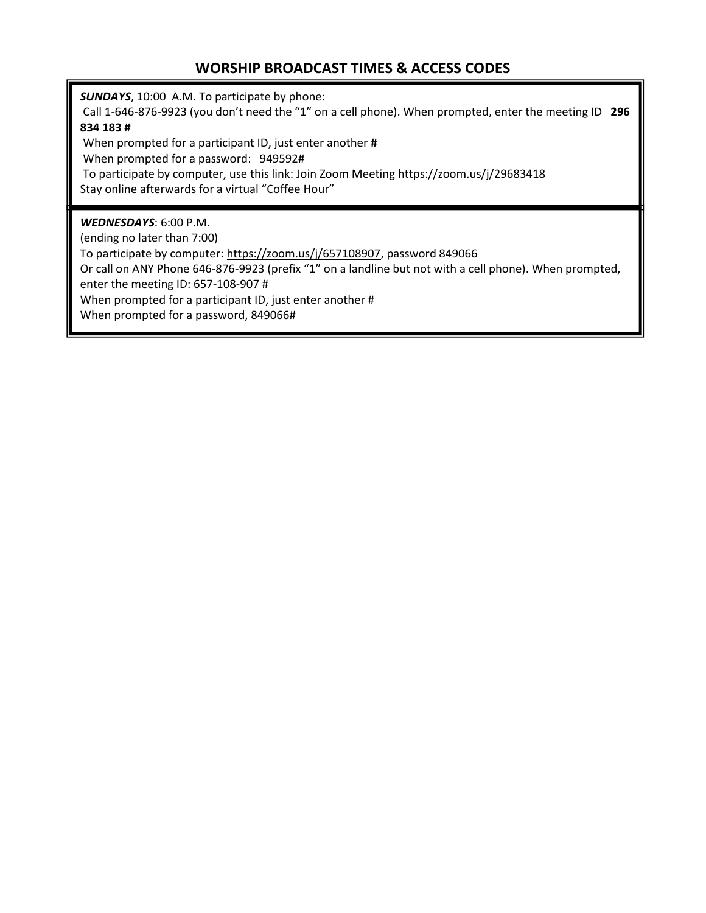## WORSHIP BROADCAST TIMES & ACCESS CODES

***SUNDAYS***, 10:00 A.M. To participate by phone:
Call 1-646-876-9923 (you don't need the "1" on a cell phone). When prompted, enter the meeting ID **296 834 183 #**
When prompted for a participant ID, just enter another **#**
When prompted for a password: 949592#
To participate by computer, use this link: Join Zoom Meeting https://zoom.us/j/29683418
Stay online afterwards for a virtual "Coffee Hour"

***WEDNESDAYS***: 6:00 P.M.
(ending no later than 7:00)
To participate by computer: https://zoom.us/j/657108907, password 849066
Or call on ANY Phone 646-876-9923 (prefix "1" on a landline but not with a cell phone). When prompted, enter the meeting ID: 657-108-907 #
When prompted for a participant ID, just enter another #
When prompted for a password, 849066#